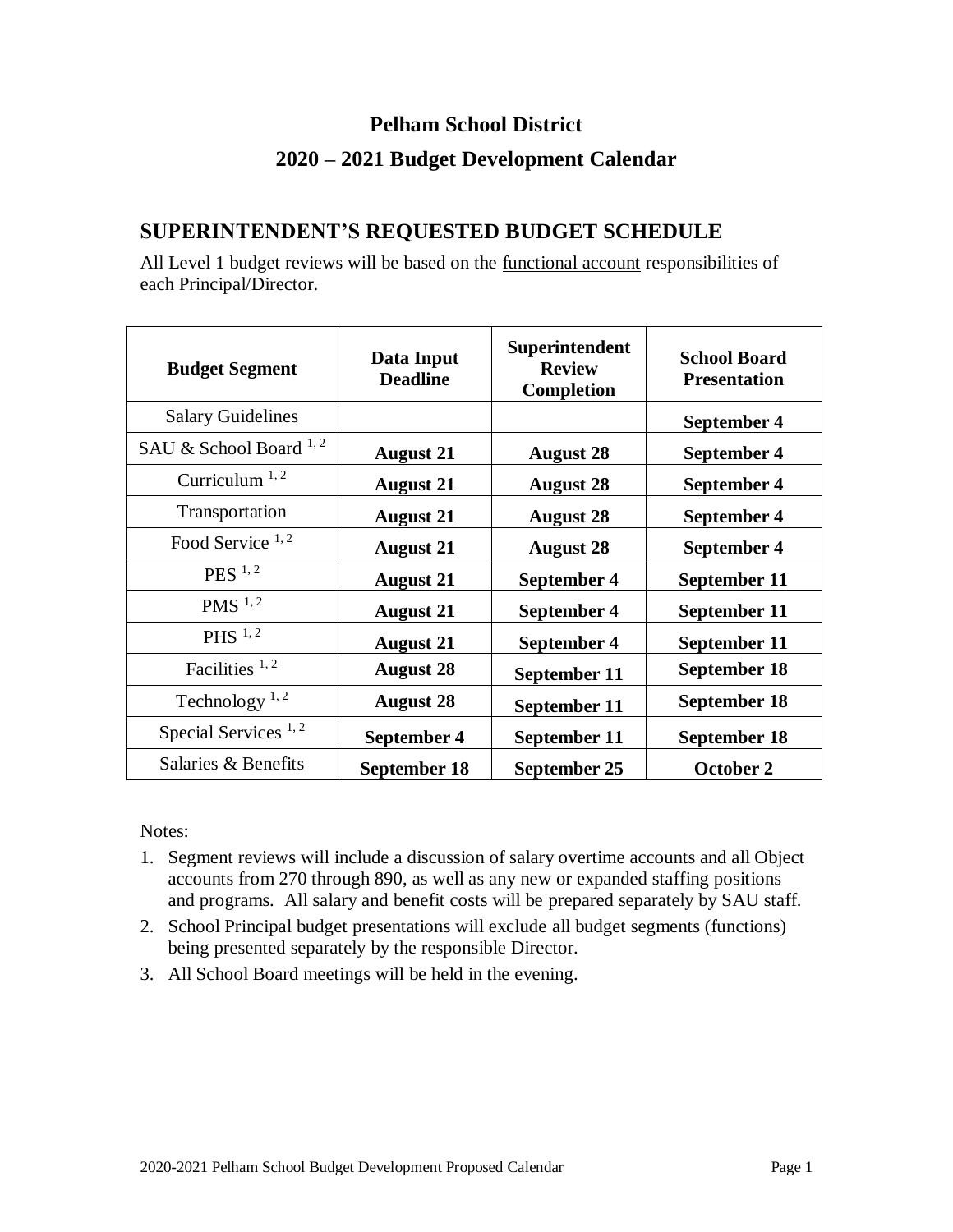# Pelham School District

## 2020 – 2021 Budget Development Calendar

### SUPERINTENDENT'S REQUESTED BUDGET SCHEDULE

All Level 1 budget reviews will be based on the functional account responsibilities of each Principal/Director.

| Budget Segment | Data Input Deadline | Superintendent Review Completion | School Board Presentation |
|---|---|---|---|
| Salary Guidelines | | | **September 4** |
| SAU & School Board [1, 2] | **August 21** | **August 28** | **September 4** |
| Curriculum [1, 2] | **August 21** | **August 28** | **September 4** |
| Transportation | **August 21** | **August 28** | **September 4** |
| Food Service [1, 2] | **August 21** | **August 28** | **September 4** |
| PES [1, 2] | **August 21** | **September 4** | **September 11** |
| PMS [1, 2] | **August 21** | **September 4** | **September 11** |
| PHS [1, 2] | **August 21** | **September 4** | **September 11** |
| Facilities [1, 2] | **August 28** | **September 11** | **September 18** |
| Technology [1, 2] | **August 28** | **September 11** | **September 18** |
| Special Services [1, 2] | **September 4** | **September 11** | **September 18** |
| Salaries & Benefits | **September 18** | **September 25** | **October 2** |

Notes:

1. Segment reviews will include a discussion of salary overtime accounts and all Object accounts from 270 through 890, as well as any new or expanded staffing positions and programs. All salary and benefit costs will be prepared separately by SAU staff.
2. School Principal budget presentations will exclude all budget segments (functions) being presented separately by the responsible Director.
3. All School Board meetings will be held in the evening.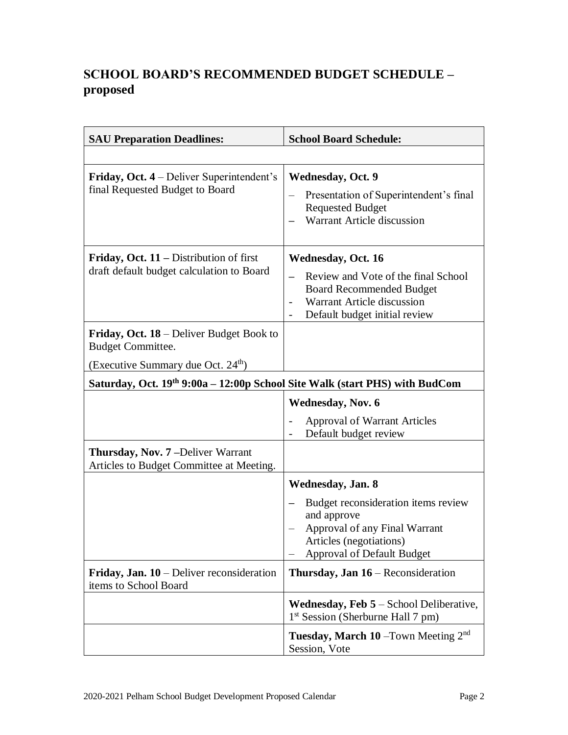## SCHOOL BOARD'S RECOMMENDED BUDGET SCHEDULE – proposed

| SAU Preparation Deadlines: | School Board Schedule: |
|---|---|
| | |
| **Friday, Oct. 4** – Deliver Superintendent's final Requested Budget to Board | **Wednesday, Oct. 9**<br>– Presentation of Superintendent's final Requested Budget<br>– Warrant Article discussion |
| **Friday, Oct. 11 –** Distribution of first draft default budget calculation to Board | **Wednesday, Oct. 16**<br>– Review and Vote of the final School Board Recommended Budget<br>- Warrant Article discussion<br>- Default budget initial review |
| **Friday, Oct. 18** – Deliver Budget Book to Budget Committee.<br>(Executive Summary due Oct. 24th) | |
| **Saturday, Oct. 19th 9:00a – 12:00p School Site Walk (start PHS) with BudCom** | |
| | **Wednesday, Nov. 6**<br>- Approval of Warrant Articles<br>- Default budget review |
| **Thursday, Nov. 7** –Deliver Warrant Articles to Budget Committee at Meeting. | |
| | **Wednesday, Jan. 8**<br>– Budget reconsideration items review and approve<br>– Approval of any Final Warrant Articles (negotiations)<br>– Approval of Default Budget |
| **Friday, Jan. 10** – Deliver reconsideration items to School Board | **Thursday, Jan 16** – Reconsideration |
| | **Wednesday, Feb 5** – School Deliberative, 1st Session (Sherburne Hall 7 pm) |
| | **Tuesday, March 10** –Town Meeting 2nd Session, Vote |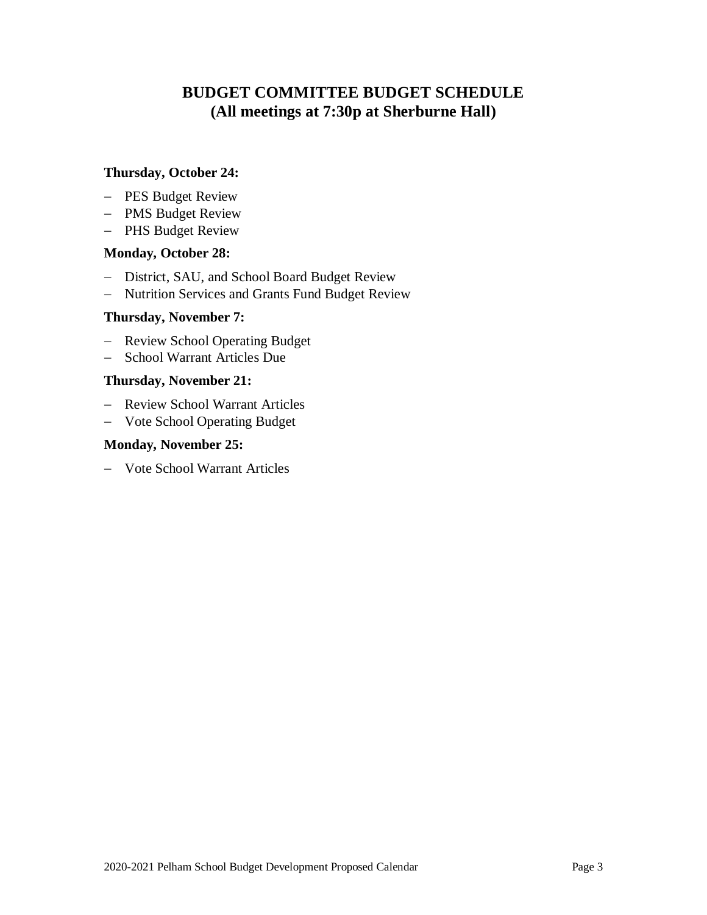# BUDGET COMMITTEE BUDGET SCHEDULE
# (All meetings at 7:30p at Sherburne Hall)

**Thursday, October 24:**

- PES Budget Review
- PMS Budget Review
- PHS Budget Review

**Monday, October 28:**

- District, SAU, and School Board Budget Review
- Nutrition Services and Grants Fund Budget Review

**Thursday, November 7:**

- Review School Operating Budget
- School Warrant Articles Due

**Thursday, November 21:**

- Review School Warrant Articles
- Vote School Operating Budget

**Monday, November 25:**

- Vote School Warrant Articles